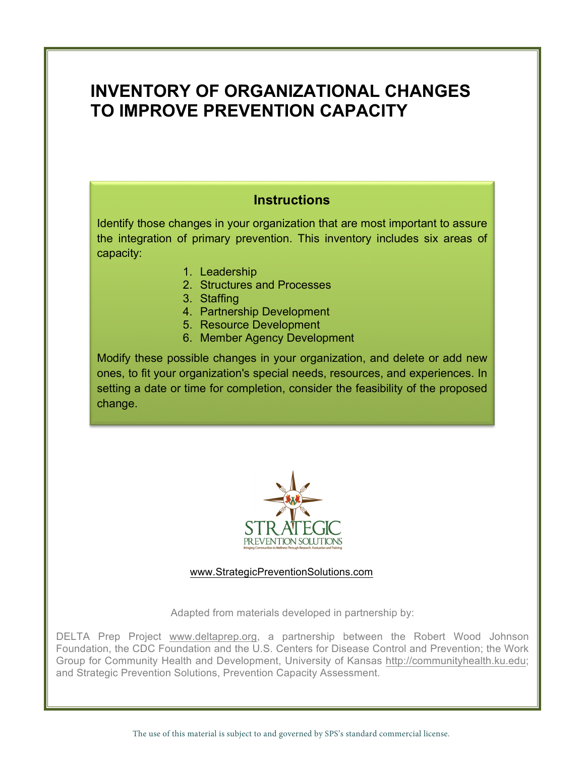# INVENTORY OF ORGANIZATIONAL CHANGES TO IMPROVE PREVENTION CAPACITY

## Instructions

Identify those changes in your organization that are most important to assure the integration of primary prevention. This inventory includes six areas of capacity:

1. Leadership
2. Structures and Processes
3. Staffing
4. Partnership Development
5. Resource Development
6. Member Agency Development

Modify these possible changes in your organization, and delete or add new ones, to fit your organization's special needs, resources, and experiences. In setting a date or time for completion, consider the feasibility of the proposed change.

STRATEGIC PREVENTION SOLUTIONS

Bringing Communities to Wellness Through Research, Evaluation and Training

www.StrategicPreventionSolutions.com

Adapted from materials developed in partnership by:

DELTA Prep Project www.deltaprep.org, a partnership between the Robert Wood Johnson Foundation, the CDC Foundation and the U.S. Centers for Disease Control and Prevention; the Work Group for Community Health and Development, University of Kansas http://communityhealth.ku.edu; and Strategic Prevention Solutions, Prevention Capacity Assessment.

The use of this material is subject to and governed by SPS's standard commercial license.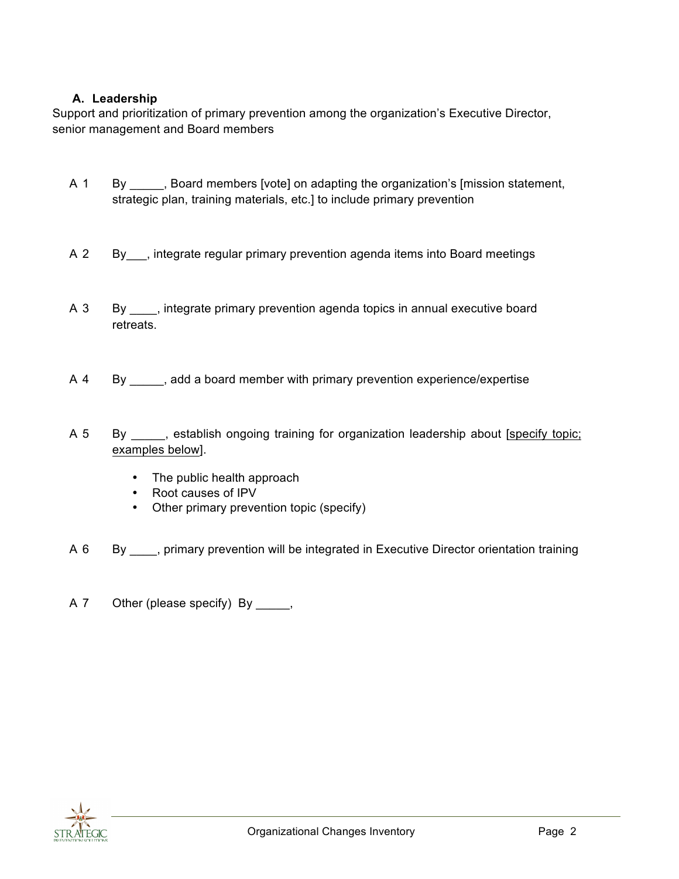### A. Leadership

Support and prioritization of primary prevention among the organization's Executive Director, senior management and Board members

A 1 By _____, Board members [vote] on adapting the organization's [mission statement, strategic plan, training materials, etc.] to include primary prevention

A 2 By___, integrate regular primary prevention agenda items into Board meetings

A 3 By ____, integrate primary prevention agenda topics in annual executive board retreats.

A 4 By _____, add a board member with primary prevention experience/expertise

A 5 By _____, establish ongoing training for organization leadership about [<u>specify topic; examples below</u>].

- The public health approach
- Root causes of IPV
- Other primary prevention topic (specify)

A 6 By ____, primary prevention will be integrated in Executive Director orientation training

A 7 Other (please specify) By _____,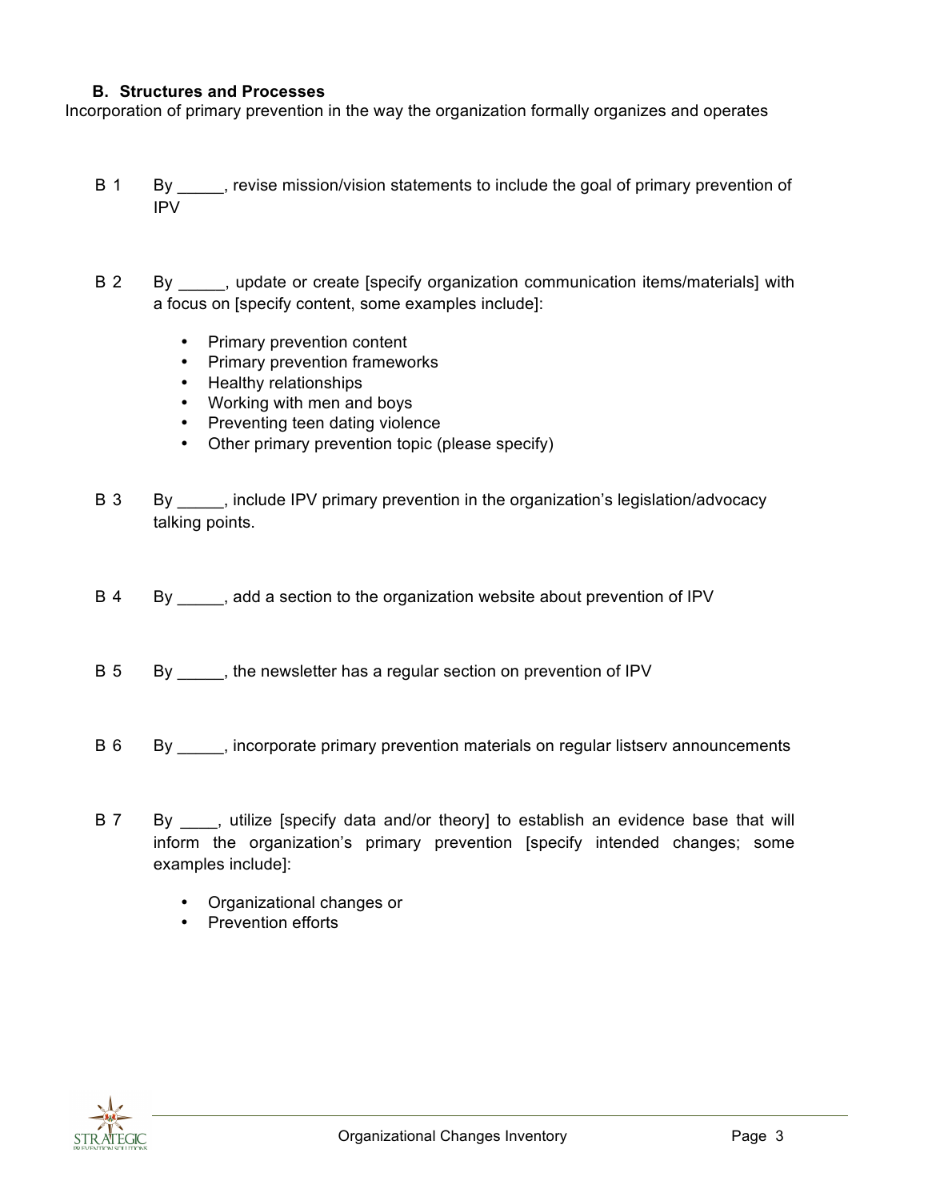### B. Structures and Processes

Incorporation of primary prevention in the way the organization formally organizes and operates

B 1 By _____, revise mission/vision statements to include the goal of primary prevention of IPV

B 2 By _____, update or create [specify organization communication items/materials] with a focus on [specify content, some examples include]:

- Primary prevention content
- Primary prevention frameworks
- Healthy relationships
- Working with men and boys
- Preventing teen dating violence
- Other primary prevention topic (please specify)

B 3 By _____, include IPV primary prevention in the organization's legislation/advocacy talking points.

B 4 By _____, add a section to the organization website about prevention of IPV

B 5 By _____, the newsletter has a regular section on prevention of IPV

B 6 By _____, incorporate primary prevention materials on regular listserv announcements

B 7 By ____, utilize [specify data and/or theory] to establish an evidence base that will inform the organization's primary prevention [specify intended changes; some examples include]:

- Organizational changes or
- Prevention efforts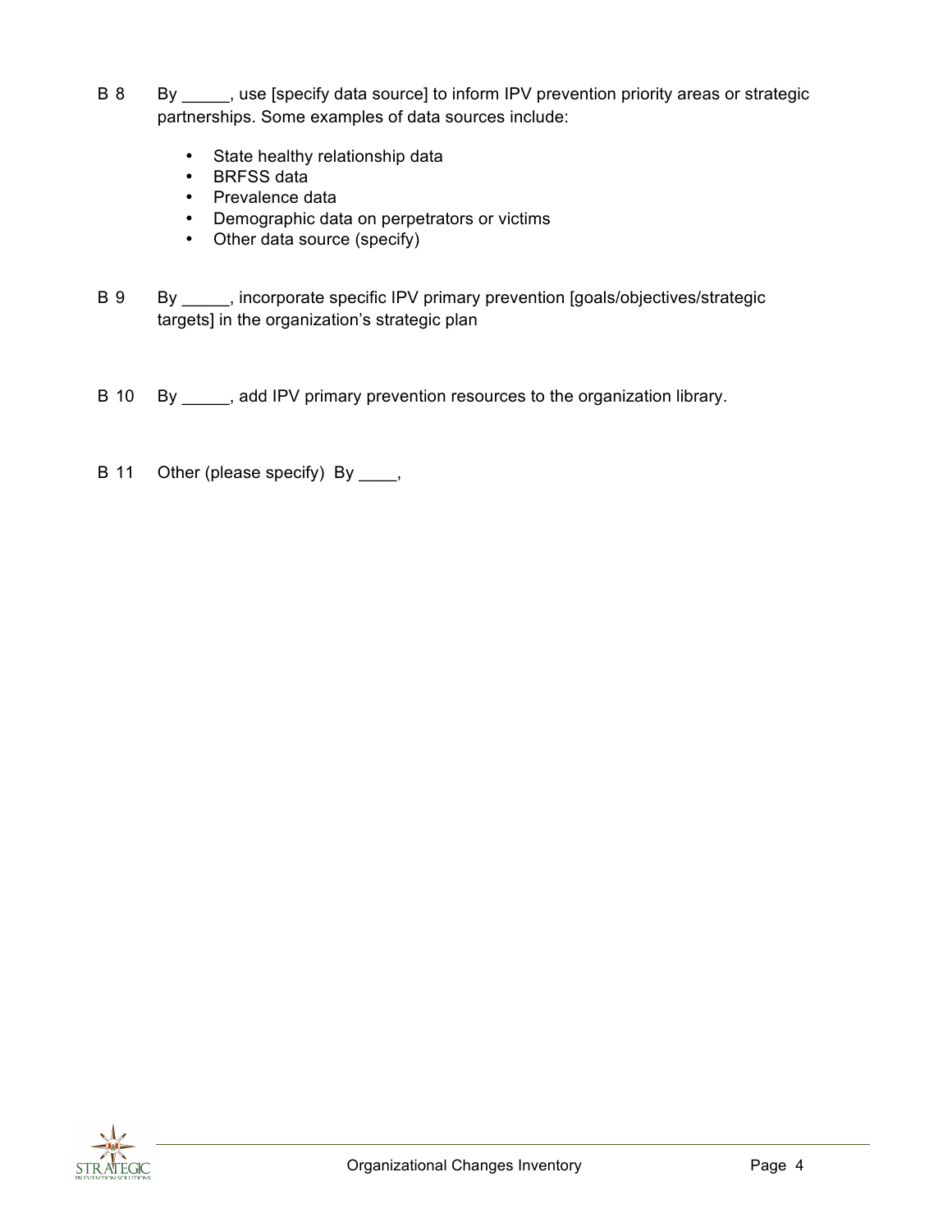B 8 By _____, use [specify data source] to inform IPV prevention priority areas or strategic partnerships. Some examples of data sources include:

- State healthy relationship data
- BRFSS data
- Prevalence data
- Demographic data on perpetrators or victims
- Other data source (specify)

B 9 By _____, incorporate specific IPV primary prevention [goals/objectives/strategic targets] in the organization's strategic plan

B 10 By _____, add IPV primary prevention resources to the organization library.

B 11 Other (please specify) By ____,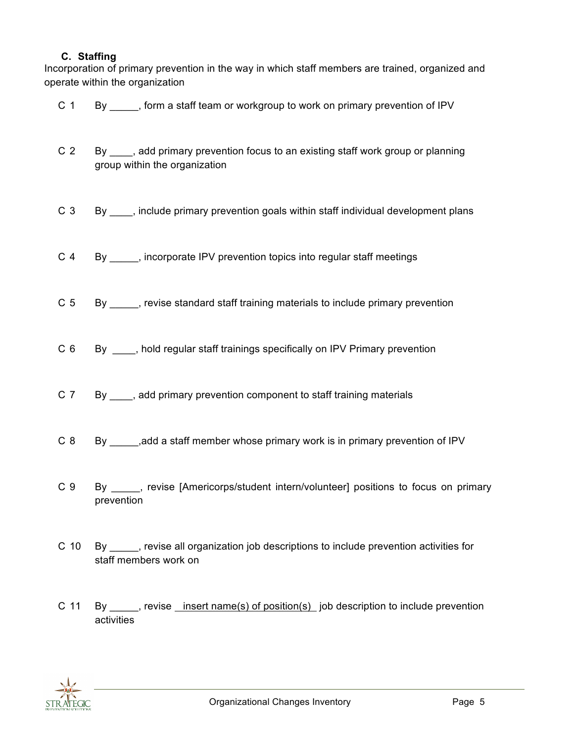### C. Staffing

Incorporation of primary prevention in the way in which staff members are trained, organized and operate within the organization

C 1 By _____, form a staff team or workgroup to work on primary prevention of IPV

C 2 By ____, add primary prevention focus to an existing staff work group or planning group within the organization

C 3 By ____, include primary prevention goals within staff individual development plans

C 4 By _____, incorporate IPV prevention topics into regular staff meetings

C 5 By _____, revise standard staff training materials to include primary prevention

C 6 By ____, hold regular staff trainings specifically on IPV Primary prevention

C 7 By ____, add primary prevention component to staff training materials

C 8 By _____,add a staff member whose primary work is in primary prevention of IPV

C 9 By _____, revise [Americorps/student intern/volunteer] positions to focus on primary prevention

C 10 By _____, revise all organization job descriptions to include prevention activities for staff members work on

C 11 By _____, revise insert name(s) of position(s) job description to include prevention activities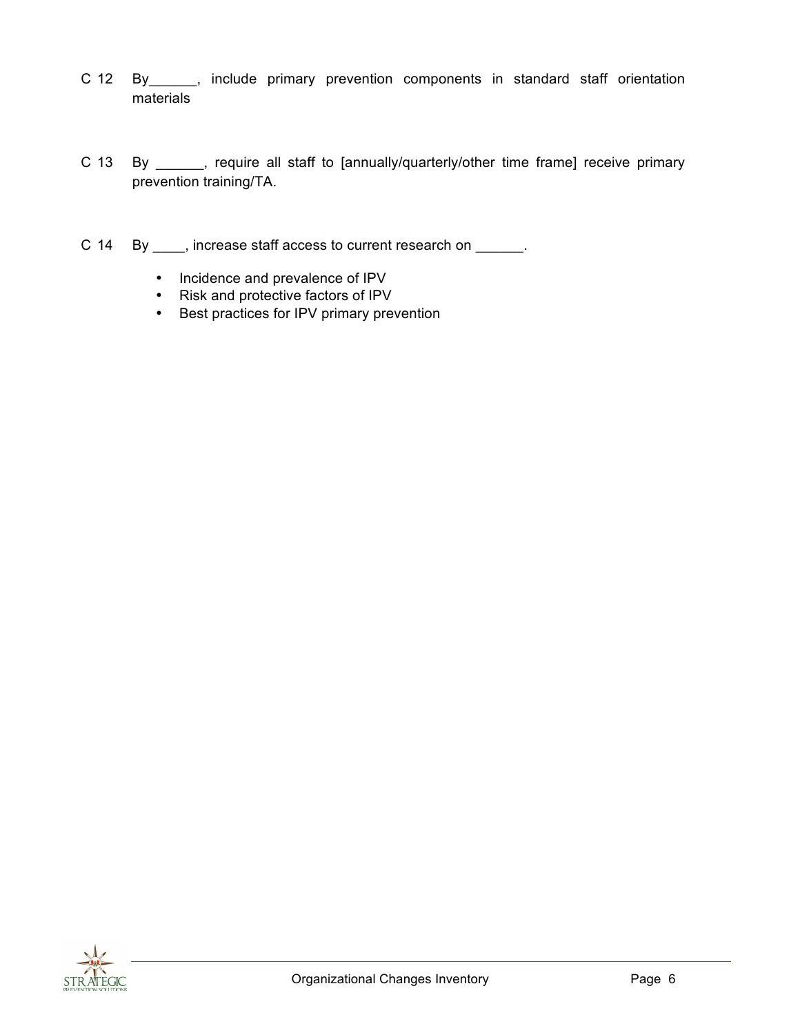C 12 By______, include primary prevention components in standard staff orientation materials

C 13 By ______, require all staff to [annually/quarterly/other time frame] receive primary prevention training/TA.

C 14 By ____, increase staff access to current research on ______.

- Incidence and prevalence of IPV
- Risk and protective factors of IPV
- Best practices for IPV primary prevention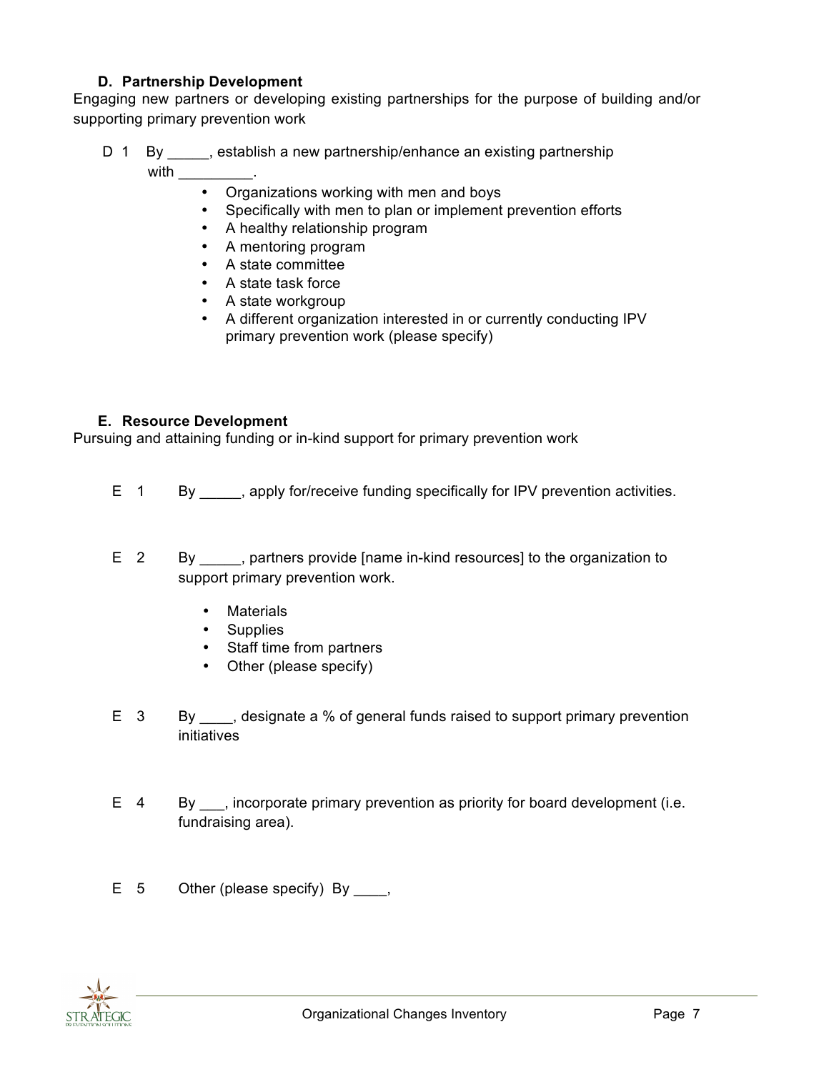### D. Partnership Development

Engaging new partners or developing existing partnerships for the purpose of building and/or supporting primary prevention work

D 1 By _____, establish a new partnership/enhance an existing partnership with _________.

- Organizations working with men and boys
- Specifically with men to plan or implement prevention efforts
- A healthy relationship program
- A mentoring program
- A state committee
- A state task force
- A state workgroup
- A different organization interested in or currently conducting IPV primary prevention work (please specify)

### E. Resource Development

Pursuing and attaining funding or in-kind support for primary prevention work

E 1 By _____, apply for/receive funding specifically for IPV prevention activities.

E 2 By _____, partners provide [name in-kind resources] to the organization to support primary prevention work.

- Materials
- Supplies
- Staff time from partners
- Other (please specify)

E 3 By ____, designate a % of general funds raised to support primary prevention initiatives

E 4 By ___, incorporate primary prevention as priority for board development (i.e. fundraising area).

E 5 Other (please specify) By ____,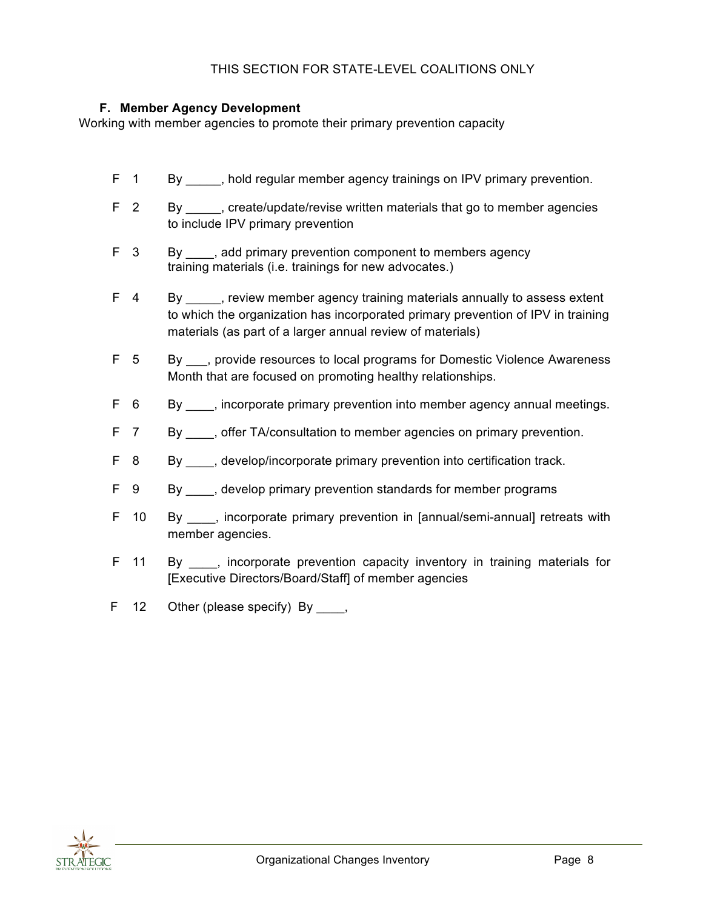THIS SECTION FOR STATE-LEVEL COALITIONS ONLY

### F. Member Agency Development

Working with member agencies to promote their primary prevention capacity

| | | |
|---|---|---|
| F | 1 | By _____, hold regular member agency trainings on IPV primary prevention. |
| F | 2 | By _____, create/update/revise written materials that go to member agencies to include IPV primary prevention |
| F | 3 | By ____, add primary prevention component to members agency training materials (i.e. trainings for new advocates.) |
| F | 4 | By _____, review member agency training materials annually to assess extent to which the organization has incorporated primary prevention of IPV in training materials (as part of a larger annual review of materials) |
| F | 5 | By ___, provide resources to local programs for Domestic Violence Awareness Month that are focused on promoting healthy relationships. |
| F | 6 | By ____, incorporate primary prevention into member agency annual meetings. |
| F | 7 | By ____, offer TA/consultation to member agencies on primary prevention. |
| F | 8 | By ____, develop/incorporate primary prevention into certification track. |
| F | 9 | By ____, develop primary prevention standards for member programs |
| F | 10 | By ____, incorporate primary prevention in [annual/semi-annual] retreats with member agencies. |
| F | 11 | By ____, incorporate prevention capacity inventory in training materials for [Executive Directors/Board/Staff] of member agencies |
| F | 12 | Other (please specify) By ____, |